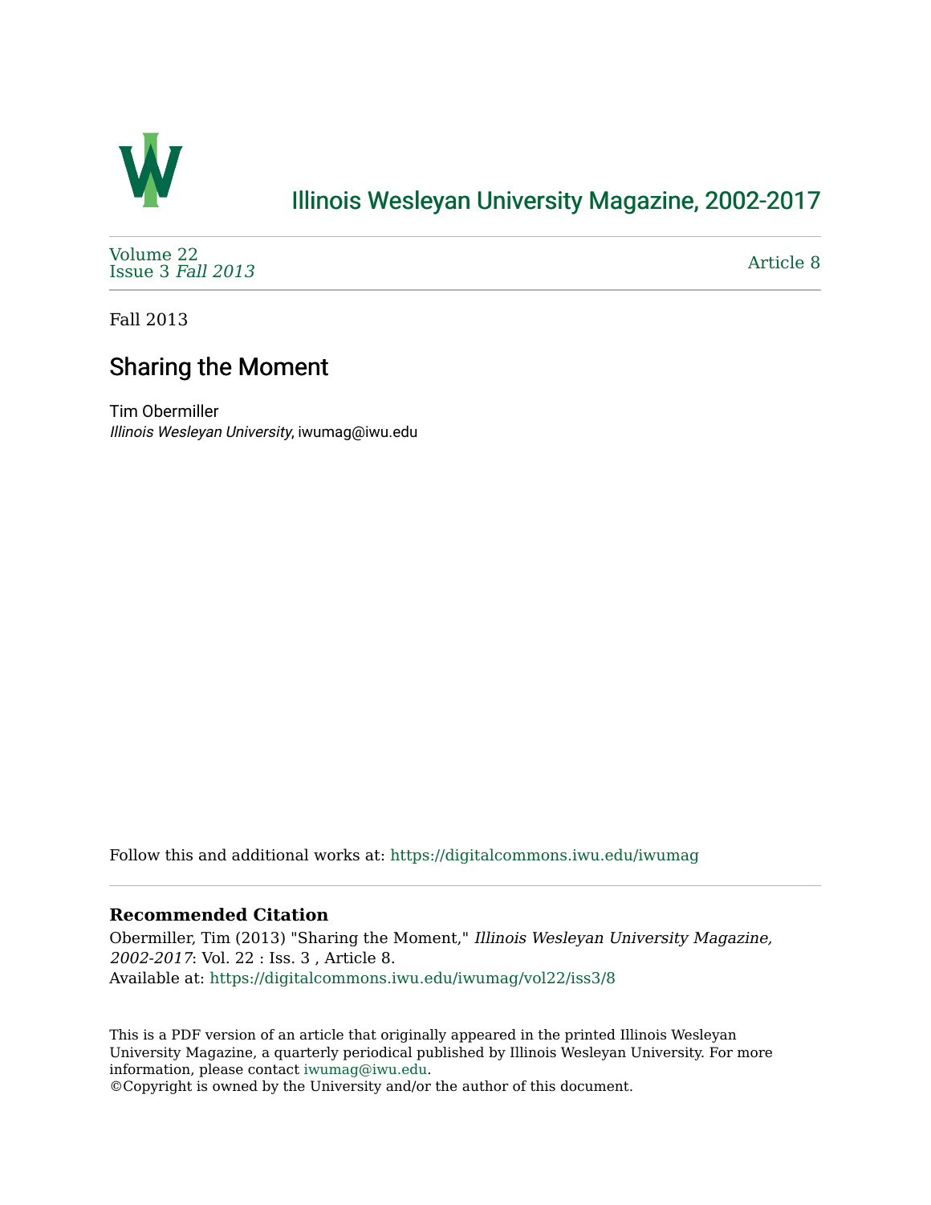# Illinois Wesleyan University Magazine, 2002-2017

Volume 22
Issue 3 *Fall 2013*

Article 8

Fall 2013

## Sharing the Moment

Tim Obermiller
*Illinois Wesleyan University*, iwumag@iwu.edu

Follow this and additional works at: https://digitalcommons.iwu.edu/iwumag

### Recommended Citation

Obermiller, Tim (2013) "Sharing the Moment," *Illinois Wesleyan University Magazine, 2002-2017*: Vol. 22 : Iss. 3 , Article 8.
Available at: https://digitalcommons.iwu.edu/iwumag/vol22/iss3/8

This is a PDF version of an article that originally appeared in the printed Illinois Wesleyan University Magazine, a quarterly periodical published by Illinois Wesleyan University. For more information, please contact iwumag@iwu.edu.
©Copyright is owned by the University and/or the author of this document.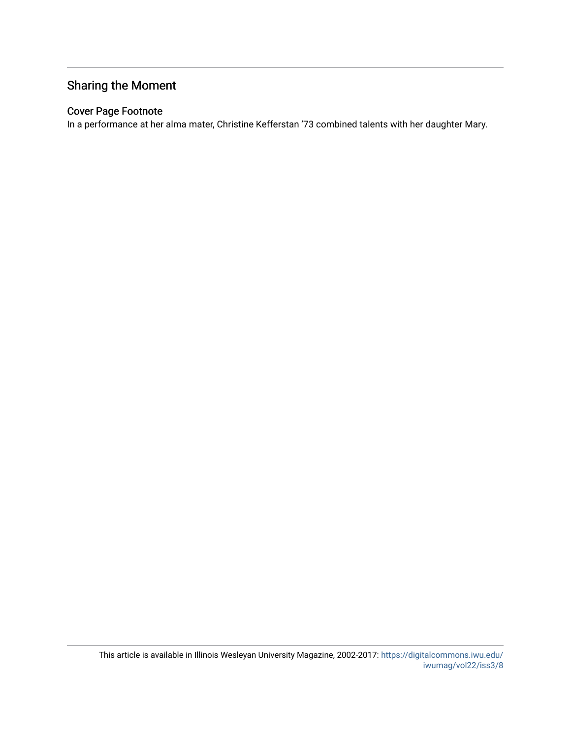## Sharing the Moment

### Cover Page Footnote

In a performance at her alma mater, Christine Kefferstan '73 combined talents with her daughter Mary.

This article is available in Illinois Wesleyan University Magazine, 2002-2017: https://digitalcommons.iwu.edu/iwumag/vol22/iss3/8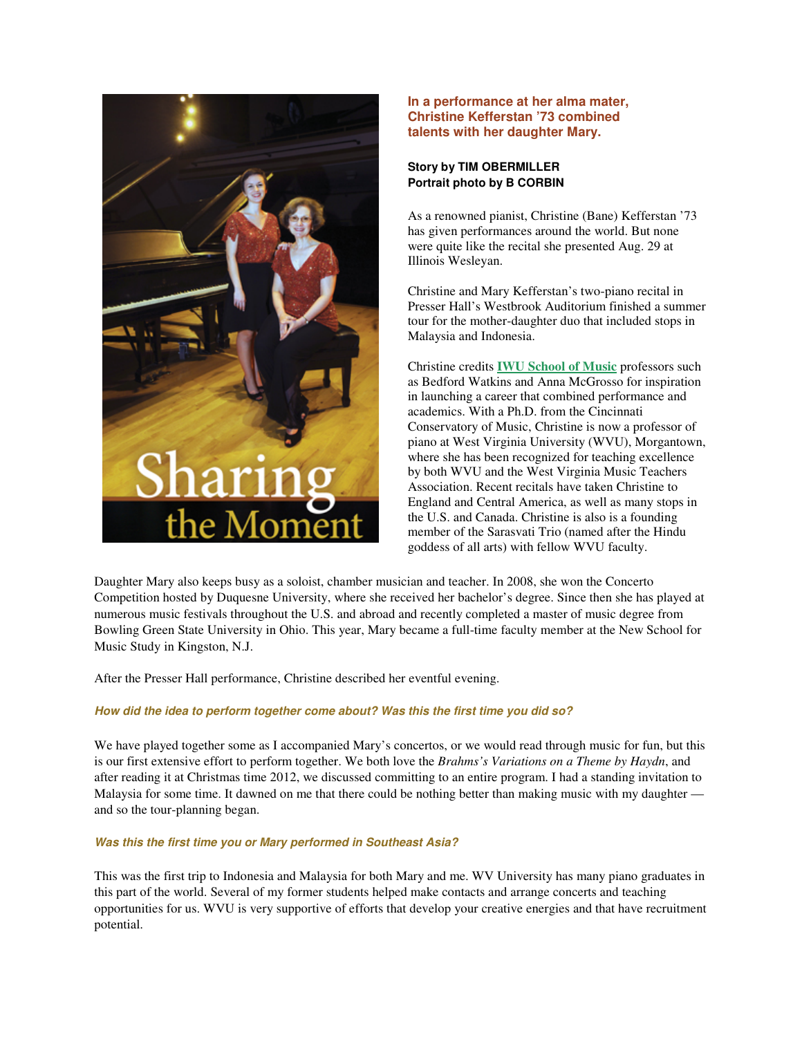Sharing the Moment

**In a performance at her alma mater, Christine Kefferstan '73 combined talents with her daughter Mary.**

**Story by TIM OBERMILLER**
**Portrait photo by B CORBIN**

As a renowned pianist, Christine (Bane) Kefferstan '73 has given performances around the world. But none were quite like the recital she presented Aug. 29 at Illinois Wesleyan.

Christine and Mary Kefferstan's two-piano recital in Presser Hall's Westbrook Auditorium finished a summer tour for the mother-daughter duo that included stops in Malaysia and Indonesia.

Christine credits **IWU School of Music** professors such as Bedford Watkins and Anna McGrosso for inspiration in launching a career that combined performance and academics. With a Ph.D. from the Cincinnati Conservatory of Music, Christine is now a professor of piano at West Virginia University (WVU), Morgantown, where she has been recognized for teaching excellence by both WVU and the West Virginia Music Teachers Association. Recent recitals have taken Christine to England and Central America, as well as many stops in the U.S. and Canada. Christine is also is a founding member of the Sarasvati Trio (named after the Hindu goddess of all arts) with fellow WVU faculty.

Daughter Mary also keeps busy as a soloist, chamber musician and teacher. In 2008, she won the Concerto Competition hosted by Duquesne University, where she received her bachelor's degree. Since then she has played at numerous music festivals throughout the U.S. and abroad and recently completed a master of music degree from Bowling Green State University in Ohio. This year, Mary became a full-time faculty member at the New School for Music Study in Kingston, N.J.

After the Presser Hall performance, Christine described her eventful evening.

***How did the idea to perform together come about? Was this the first time you did so?***

We have played together some as I accompanied Mary's concertos, or we would read through music for fun, but this is our first extensive effort to perform together. We both love the *Brahms's Variations on a Theme by Haydn*, and after reading it at Christmas time 2012, we discussed committing to an entire program. I had a standing invitation to Malaysia for some time. It dawned on me that there could be nothing better than making music with my daughter — and so the tour-planning began.

***Was this the first time you or Mary performed in Southeast Asia?***

This was the first trip to Indonesia and Malaysia for both Mary and me. WV University has many piano graduates in this part of the world. Several of my former students helped make contacts and arrange concerts and teaching opportunities for us. WVU is very supportive of efforts that develop your creative energies and that have recruitment potential.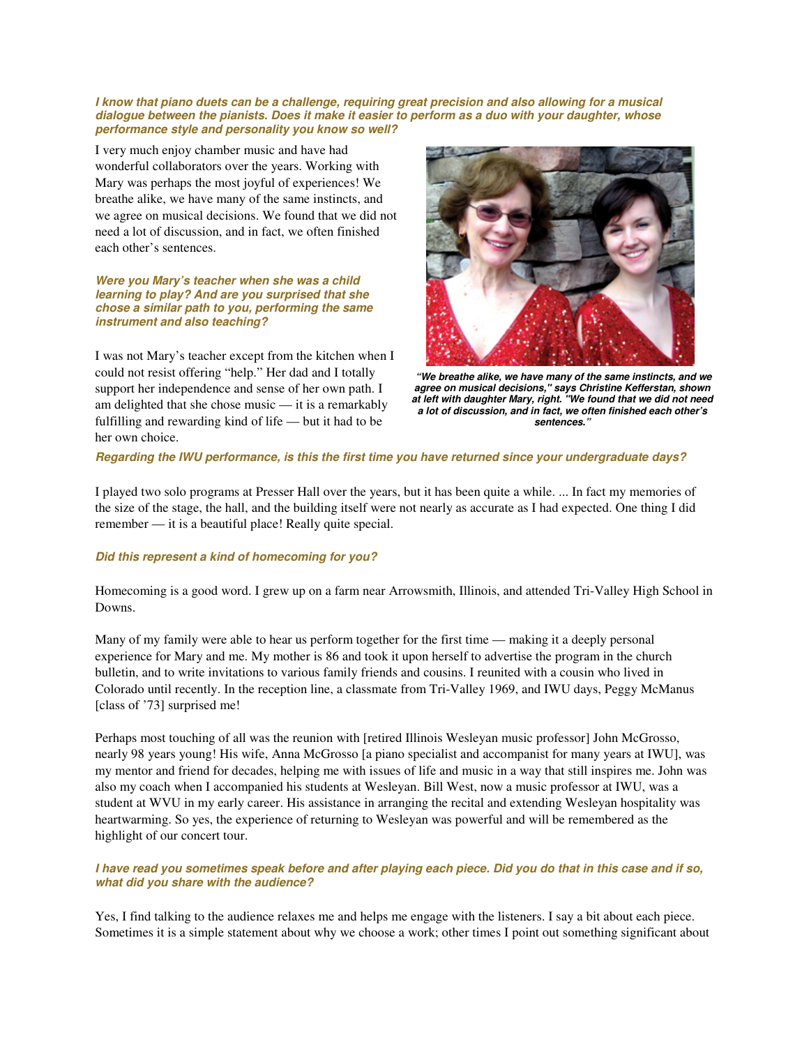***I know that piano duets can be a challenge, requiring great precision and also allowing for a musical dialogue between the pianists. Does it make it easier to perform as a duo with your daughter, whose performance style and personality you know so well?***

I very much enjoy chamber music and have had wonderful collaborators over the years. Working with Mary was perhaps the most joyful of experiences! We breathe alike, we have many of the same instincts, and we agree on musical decisions. We found that we did not need a lot of discussion, and in fact, we often finished each other's sentences.

***Were you Mary's teacher when she was a child learning to play? And are you surprised that she chose a similar path to you, performing the same instrument and also teaching?***

I was not Mary's teacher except from the kitchen when I could not resist offering "help." Her dad and I totally support her independence and sense of her own path. I am delighted that she chose music — it is a remarkably fulfilling and rewarding kind of life — but it had to be her own choice.

***"We breathe alike, we have many of the same instincts, and we agree on musical decisions," says Christine Kefferstan, shown at left with daughter Mary, right. "We found that we did not need a lot of discussion, and in fact, we often finished each other's sentences."***

***Regarding the IWU performance, is this the first time you have returned since your undergraduate days?***

I played two solo programs at Presser Hall over the years, but it has been quite a while. ... In fact my memories of the size of the stage, the hall, and the building itself were not nearly as accurate as I had expected. One thing I did remember — it is a beautiful place! Really quite special.

***Did this represent a kind of homecoming for you?***

Homecoming is a good word. I grew up on a farm near Arrowsmith, Illinois, and attended Tri-Valley High School in Downs.

Many of my family were able to hear us perform together for the first time — making it a deeply personal experience for Mary and me. My mother is 86 and took it upon herself to advertise the program in the church bulletin, and to write invitations to various family friends and cousins. I reunited with a cousin who lived in Colorado until recently. In the reception line, a classmate from Tri-Valley 1969, and IWU days, Peggy McManus [class of '73] surprised me!

Perhaps most touching of all was the reunion with [retired Illinois Wesleyan music professor] John McGrosso, nearly 98 years young! His wife, Anna McGrosso [a piano specialist and accompanist for many years at IWU], was my mentor and friend for decades, helping me with issues of life and music in a way that still inspires me. John was also my coach when I accompanied his students at Wesleyan. Bill West, now a music professor at IWU, was a student at WVU in my early career. His assistance in arranging the recital and extending Wesleyan hospitality was heartwarming. So yes, the experience of returning to Wesleyan was powerful and will be remembered as the highlight of our concert tour.

***I have read you sometimes speak before and after playing each piece. Did you do that in this case and if so, what did you share with the audience?***

Yes, I find talking to the audience relaxes me and helps me engage with the listeners. I say a bit about each piece. Sometimes it is a simple statement about why we choose a work; other times I point out something significant about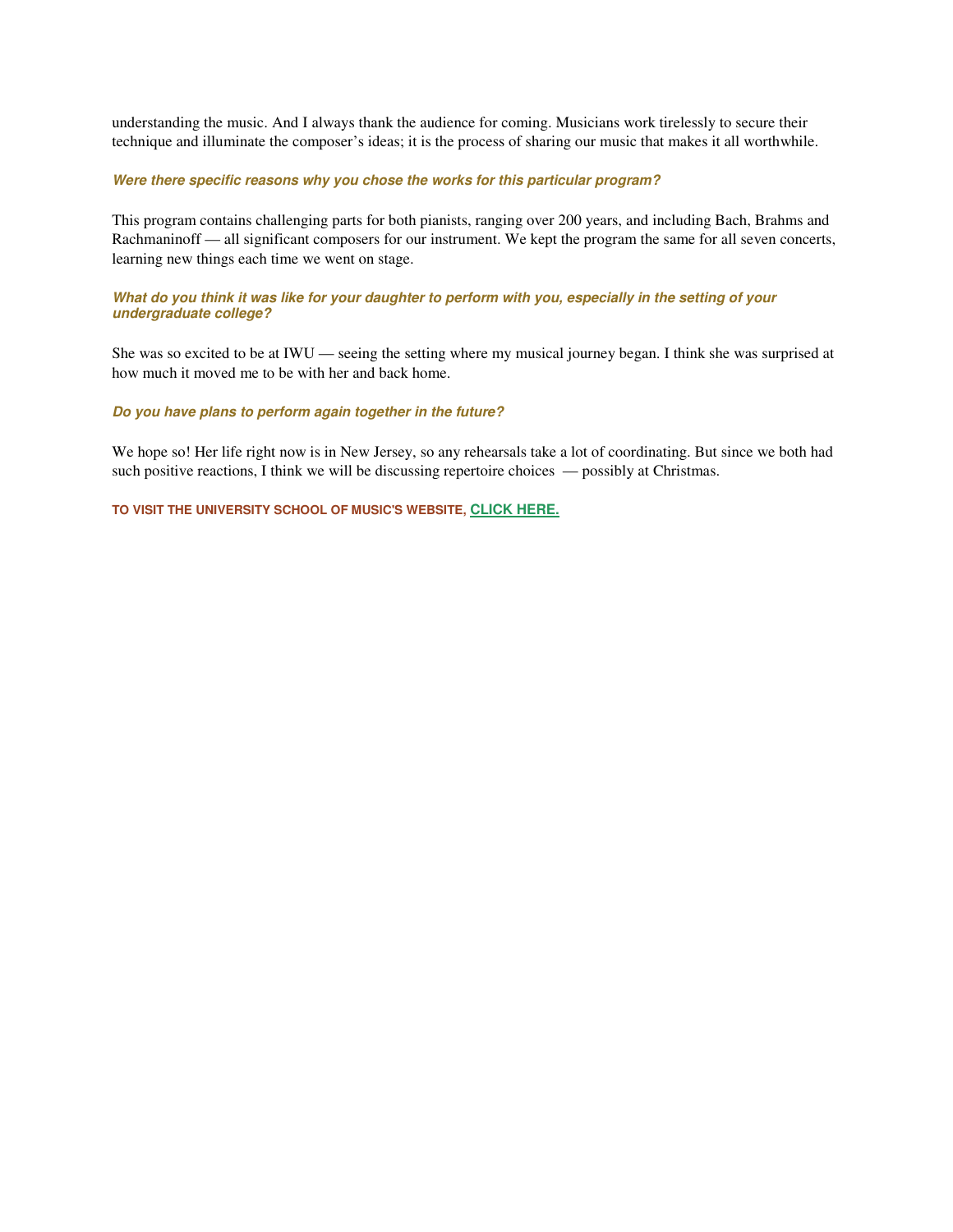understanding the music. And I always thank the audience for coming. Musicians work tirelessly to secure their technique and illuminate the composer's ideas; it is the process of sharing our music that makes it all worthwhile.

***Were there specific reasons why you chose the works for this particular program?***

This program contains challenging parts for both pianists, ranging over 200 years, and including Bach, Brahms and Rachmaninoff — all significant composers for our instrument. We kept the program the same for all seven concerts, learning new things each time we went on stage.

***What do you think it was like for your daughter to perform with you, especially in the setting of your undergraduate college?***

She was so excited to be at IWU — seeing the setting where my musical journey began. I think she was surprised at how much it moved me to be with her and back home.

***Do you have plans to perform again together in the future?***

We hope so! Her life right now is in New Jersey, so any rehearsals take a lot of coordinating. But since we both had such positive reactions, I think we will be discussing repertoire choices — possibly at Christmas.

**TO VISIT THE UNIVERSITY SCHOOL OF MUSIC'S WEBSITE, CLICK HERE.**